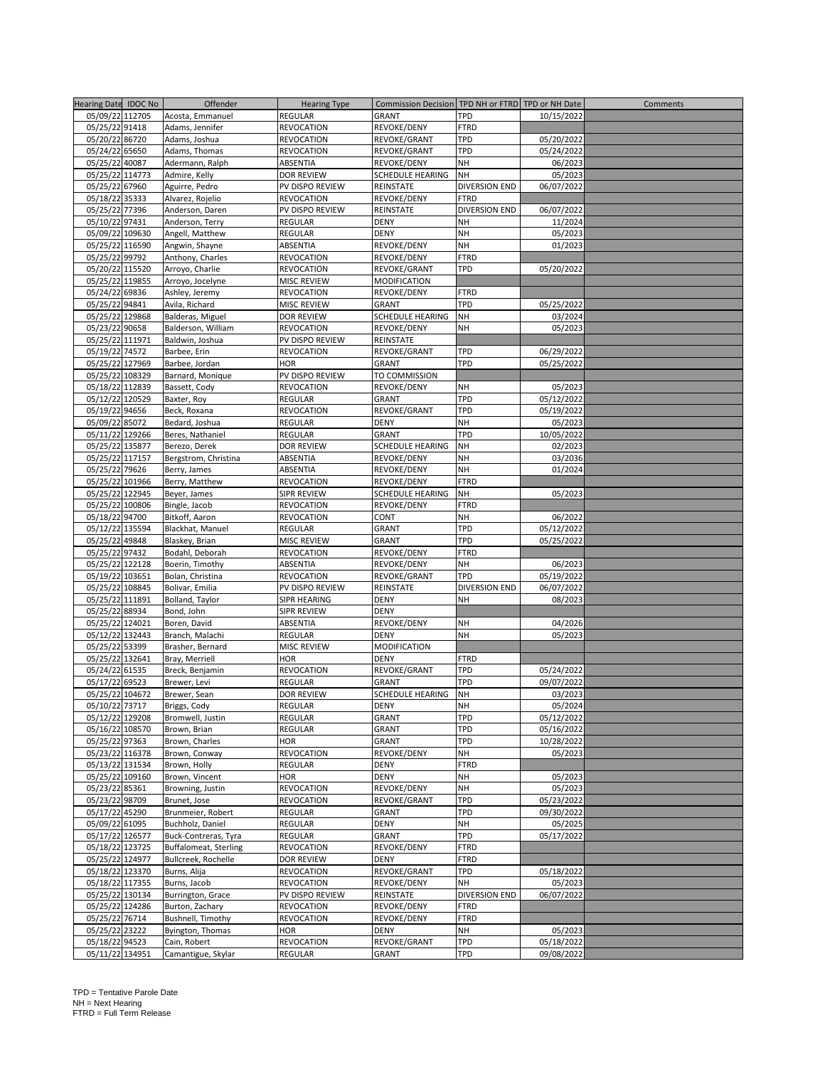| Hearing Date | IDOC No | Offender | Hearing Type | Commission Decision | TPD NH or FTRD | TPD or NH Date | Comments |
|---|---|---|---|---|---|---|---|
| 05/09/22 | 112705 | Acosta, Emmanuel | REGULAR | GRANT | TPD | 10/15/2022 | |
| 05/25/22 | 91418 | Adams, Jennifer | REVOCATION | REVOKE/DENY | FTRD | | |
| 05/20/22 | 86720 | Adams, Joshua | REVOCATION | REVOKE/GRANT | TPD | 05/20/2022 | |
| 05/24/22 | 65650 | Adams, Thomas | REVOCATION | REVOKE/GRANT | TPD | 05/24/2022 | |
| 05/25/22 | 40087 | Adermann, Ralph | ABSENTIA | REVOKE/DENY | NH | 06/2023 | |
| 05/25/22 | 114773 | Admire, Kelly | DOR REVIEW | SCHEDULE HEARING | NH | 05/2023 | |
| 05/25/22 | 67960 | Aguirre, Pedro | PV DISPO REVIEW | REINSTATE | DIVERSION END | 06/07/2022 | |
| 05/18/22 | 35333 | Alvarez, Rojelio | REVOCATION | REVOKE/DENY | FTRD | | |
| 05/25/22 | 77396 | Anderson, Daren | PV DISPO REVIEW | REINSTATE | DIVERSION END | 06/07/2022 | |
| 05/10/22 | 97431 | Anderson, Terry | REGULAR | DENY | NH | 11/2024 | |
| 05/09/22 | 109630 | Angell, Matthew | REGULAR | DENY | NH | 05/2023 | |
| 05/25/22 | 116590 | Angwin, Shayne | ABSENTIA | REVOKE/DENY | NH | 01/2023 | |
| 05/25/22 | 99792 | Anthony, Charles | REVOCATION | REVOKE/DENY | FTRD | | |
| 05/20/22 | 115520 | Arroyo, Charlie | REVOCATION | REVOKE/GRANT | TPD | 05/20/2022 | |
| 05/25/22 | 119855 | Arroyo, Jocelyne | MISC REVIEW | MODIFICATION | | | |
| 05/24/22 | 69836 | Ashley, Jeremy | REVOCATION | REVOKE/DENY | FTRD | | |
| 05/25/22 | 94841 | Avila, Richard | MISC REVIEW | GRANT | TPD | 05/25/2022 | |
| 05/25/22 | 129868 | Balderas, Miguel | DOR REVIEW | SCHEDULE HEARING | NH | 03/2024 | |
| 05/23/22 | 90658 | Balderson, William | REVOCATION | REVOKE/DENY | NH | 05/2023 | |
| 05/25/22 | 111971 | Baldwin, Joshua | PV DISPO REVIEW | REINSTATE | | | |
| 05/19/22 | 74572 | Barbee, Erin | REVOCATION | REVOKE/GRANT | TPD | 06/29/2022 | |
| 05/25/22 | 127969 | Barbee, Jordan | HOR | GRANT | TPD | 05/25/2022 | |
| 05/25/22 | 108329 | Barnard, Monique | PV DISPO REVIEW | TO COMMISSION | | | |
| 05/18/22 | 112839 | Bassett, Cody | REVOCATION | REVOKE/DENY | NH | 05/2023 | |
| 05/12/22 | 120529 | Baxter, Roy | REGULAR | GRANT | TPD | 05/12/2022 | |
| 05/19/22 | 94656 | Beck, Roxana | REVOCATION | REVOKE/GRANT | TPD | 05/19/2022 | |
| 05/09/22 | 85072 | Bedard, Joshua | REGULAR | DENY | NH | 05/2023 | |
| 05/11/22 | 129266 | Beres, Nathaniel | REGULAR | GRANT | TPD | 10/05/2022 | |
| 05/25/22 | 135877 | Berezo, Derek | DOR REVIEW | SCHEDULE HEARING | NH | 02/2023 | |
| 05/25/22 | 117157 | Bergstrom, Christina | ABSENTIA | REVOKE/DENY | NH | 03/2036 | |
| 05/25/22 | 79626 | Berry, James | ABSENTIA | REVOKE/DENY | NH | 01/2024 | |
| 05/25/22 | 101966 | Berry, Matthew | REVOCATION | REVOKE/DENY | FTRD | | |
| 05/25/22 | 122945 | Beyer, James | SIPR REVIEW | SCHEDULE HEARING | NH | 05/2023 | |
| 05/25/22 | 100806 | Bingle, Jacob | REVOCATION | REVOKE/DENY | FTRD | | |
| 05/18/22 | 94700 | Bitkoff, Aaron | REVOCATION | CONT | NH | 06/2022 | |
| 05/12/22 | 135594 | Blackhat, Manuel | REGULAR | GRANT | TPD | 05/12/2022 | |
| 05/25/22 | 49848 | Blaskey, Brian | MISC REVIEW | GRANT | TPD | 05/25/2022 | |
| 05/25/22 | 97432 | Bodahl, Deborah | REVOCATION | REVOKE/DENY | FTRD | | |
| 05/25/22 | 122128 | Boerin, Timothy | ABSENTIA | REVOKE/DENY | NH | 06/2023 | |
| 05/19/22 | 103651 | Bolan, Christina | REVOCATION | REVOKE/GRANT | TPD | 05/19/2022 | |
| 05/25/22 | 108845 | Bolivar, Emilia | PV DISPO REVIEW | REINSTATE | DIVERSION END | 06/07/2022 | |
| 05/25/22 | 111891 | Bolland, Taylor | SIPR HEARING | DENY | NH | 08/2023 | |
| 05/25/22 | 88934 | Bond, John | SIPR REVIEW | DENY | | | |
| 05/25/22 | 124021 | Boren, David | ABSENTIA | REVOKE/DENY | NH | 04/2026 | |
| 05/12/22 | 132443 | Branch, Malachi | REGULAR | DENY | NH | 05/2023 | |
| 05/25/22 | 53399 | Brasher, Bernard | MISC REVIEW | MODIFICATION | | | |
| 05/25/22 | 132641 | Bray, Merriell | HOR | DENY | FTRD | | |
| 05/24/22 | 61535 | Breck, Benjamin | REVOCATION | REVOKE/GRANT | TPD | 05/24/2022 | |
| 05/17/22 | 69523 | Brewer, Levi | REGULAR | GRANT | TPD | 09/07/2022 | |
| 05/25/22 | 104672 | Brewer, Sean | DOR REVIEW | SCHEDULE HEARING | NH | 03/2023 | |
| 05/10/22 | 73717 | Briggs, Cody | REGULAR | DENY | NH | 05/2024 | |
| 05/12/22 | 129208 | Bromwell, Justin | REGULAR | GRANT | TPD | 05/12/2022 | |
| 05/16/22 | 108570 | Brown, Brian | REGULAR | GRANT | TPD | 05/16/2022 | |
| 05/25/22 | 97363 | Brown, Charles | HOR | GRANT | TPD | 10/28/2022 | |
| 05/23/22 | 116378 | Brown, Conway | REVOCATION | REVOKE/DENY | NH | 05/2023 | |
| 05/13/22 | 131534 | Brown, Holly | REGULAR | DENY | FTRD | | |
| 05/25/22 | 109160 | Brown, Vincent | HOR | DENY | NH | 05/2023 | |
| 05/23/22 | 85361 | Browning, Justin | REVOCATION | REVOKE/DENY | NH | 05/2023 | |
| 05/23/22 | 98709 | Brunet, Jose | REVOCATION | REVOKE/GRANT | TPD | 05/23/2022 | |
| 05/17/22 | 45290 | Brunmeier, Robert | REGULAR | GRANT | TPD | 09/30/2022 | |
| 05/09/22 | 61095 | Buchholz, Daniel | REGULAR | DENY | NH | 05/2025 | |
| 05/17/22 | 126577 | Buck-Contreras, Tyra | REGULAR | GRANT | TPD | 05/17/2022 | |
| 05/18/22 | 123725 | Buffalomeat, Sterling | REVOCATION | REVOKE/DENY | FTRD | | |
| 05/25/22 | 124977 | Bullcreek, Rochelle | DOR REVIEW | DENY | FTRD | | |
| 05/18/22 | 123370 | Burns, Alija | REVOCATION | REVOKE/GRANT | TPD | 05/18/2022 | |
| 05/18/22 | 117355 | Burns, Jacob | REVOCATION | REVOKE/DENY | NH | 05/2023 | |
| 05/25/22 | 130134 | Burrington, Grace | PV DISPO REVIEW | REINSTATE | DIVERSION END | 06/07/2022 | |
| 05/25/22 | 124286 | Burton, Zachary | REVOCATION | REVOKE/DENY | FTRD | | |
| 05/25/22 | 76714 | Bushnell, Timothy | REVOCATION | REVOKE/DENY | FTRD | | |
| 05/25/22 | 23222 | Byington, Thomas | HOR | DENY | NH | 05/2023 | |
| 05/18/22 | 94523 | Cain, Robert | REVOCATION | REVOKE/GRANT | TPD | 05/18/2022 | |
| 05/11/22 | 134951 | Camantigue, Skylar | REGULAR | GRANT | TPD | 09/08/2022 | |

TPD = Tentative Parole Date
NH = Next Hearing
FTRD = Full Term Release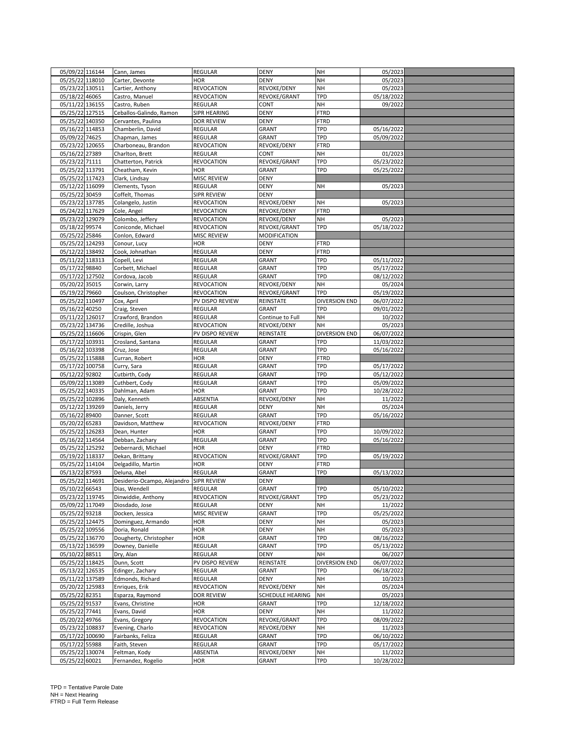| | | | | | | | |
|---|---|---|---|---|---|---|---|
| 05/09/22 | 116144 | Cann, James | REGULAR | DENY | NH | 05/2023 | |
| 05/25/22 | 118010 | Carter, Devonte | HOR | DENY | NH | 05/2023 | |
| 05/23/22 | 130511 | Cartier, Anthony | REVOCATION | REVOKE/DENY | NH | 05/2023 | |
| 05/18/22 | 46065 | Castro, Manuel | REVOCATION | REVOKE/GRANT | TPD | 05/18/2022 | |
| 05/11/22 | 136155 | Castro, Ruben | REGULAR | CONT | NH | 09/2022 | |
| 05/25/22 | 127515 | Ceballos-Galindo, Ramon | SIPR HEARING | DENY | FTRD | | |
| 05/25/22 | 140350 | Cervantes, Paulina | DOR REVIEW | DENY | FTRD | | |
| 05/16/22 | 114853 | Chamberlin, David | REGULAR | GRANT | TPD | 05/16/2022 | |
| 05/09/22 | 74625 | Chapman, James | REGULAR | GRANT | TPD | 05/09/2022 | |
| 05/23/22 | 120655 | Charboneau, Brandon | REVOCATION | REVOKE/DENY | FTRD | | |
| 05/16/22 | 27389 | Charlton, Brett | REGULAR | CONT | NH | 01/2023 | |
| 05/23/22 | 71111 | Chatterton, Patrick | REVOCATION | REVOKE/GRANT | TPD | 05/23/2022 | |
| 05/25/22 | 113791 | Cheatham, Kevin | HOR | GRANT | TPD | 05/25/2022 | |
| 05/25/22 | 117423 | Clark, Lindsay | MISC REVIEW | DENY | | | |
| 05/12/22 | 116099 | Clements, Tyson | REGULAR | DENY | NH | 05/2023 | |
| 05/25/22 | 30459 | Coffelt, Thomas | SIPR REVIEW | DENY | | | |
| 05/23/22 | 137785 | Colangelo, Justin | REVOCATION | REVOKE/DENY | NH | 05/2023 | |
| 05/24/22 | 117629 | Cole, Angel | REVOCATION | REVOKE/DENY | FTRD | | |
| 05/23/22 | 129079 | Colombo, Jeffery | REVOCATION | REVOKE/DENY | NH | 05/2023 | |
| 05/18/22 | 99574 | Coniconde, Michael | REVOCATION | REVOKE/GRANT | TPD | 05/18/2022 | |
| 05/25/22 | 25846 | Conlon, Edward | MISC REVIEW | MODIFICATION | | | |
| 05/25/22 | 124293 | Conour, Lucy | HOR | DENY | FTRD | | |
| 05/12/22 | 138492 | Cook, Johnathan | REGULAR | DENY | FTRD | | |
| 05/11/22 | 118313 | Copell, Levi | REGULAR | GRANT | TPD | 05/11/2022 | |
| 05/17/22 | 98840 | Corbett, Michael | REGULAR | GRANT | TPD | 05/17/2022 | |
| 05/17/22 | 127502 | Cordova, Jacob | REGULAR | GRANT | TPD | 08/12/2022 | |
| 05/20/22 | 35015 | Corwin, Larry | REVOCATION | REVOKE/DENY | NH | 05/2024 | |
| 05/19/22 | 79660 | Coulson, Christopher | REVOCATION | REVOKE/GRANT | TPD | 05/19/2022 | |
| 05/25/22 | 110497 | Cox, April | PV DISPO REVIEW | REINSTATE | DIVERSION END | 06/07/2022 | |
| 05/16/22 | 40250 | Craig, Steven | REGULAR | GRANT | TPD | 09/01/2022 | |
| 05/11/22 | 126017 | Crawford, Brandon | REGULAR | Continue to Full | NH | 10/2022 | |
| 05/23/22 | 134736 | Credille, Joshua | REVOCATION | REVOKE/DENY | NH | 05/2023 | |
| 05/25/22 | 116606 | Crispin, Glen | PV DISPO REVIEW | REINSTATE | DIVERSION END | 06/07/2022 | |
| 05/17/22 | 103931 | Crosland, Santana | REGULAR | GRANT | TPD | 11/03/2022 | |
| 05/16/22 | 103398 | Cruz, Jose | REGULAR | GRANT | TPD | 05/16/2022 | |
| 05/25/22 | 115888 | Curran, Robert | HOR | DENY | FTRD | | |
| 05/17/22 | 100758 | Curry, Sara | REGULAR | GRANT | TPD | 05/17/2022 | |
| 05/12/22 | 92802 | Cutbirth, Cody | REGULAR | GRANT | TPD | 05/12/2022 | |
| 05/09/22 | 113089 | Cuthbert, Cody | REGULAR | GRANT | TPD | 05/09/2022 | |
| 05/25/22 | 140335 | Dahlman, Adam | HOR | GRANT | TPD | 10/28/2022 | |
| 05/25/22 | 102896 | Daly, Kenneth | ABSENTIA | REVOKE/DENY | NH | 11/2022 | |
| 05/12/22 | 139269 | Daniels, Jerry | REGULAR | DENY | NH | 05/2024 | |
| 05/16/22 | 89400 | Danner, Scott | REGULAR | GRANT | TPD | 05/16/2022 | |
| 05/20/22 | 65283 | Davidson, Matthew | REVOCATION | REVOKE/DENY | FTRD | | |
| 05/25/22 | 126283 | Dean, Hunter | HOR | GRANT | TPD | 10/09/2022 | |
| 05/16/22 | 114564 | Debban, Zachary | REGULAR | GRANT | TPD | 05/16/2022 | |
| 05/25/22 | 125292 | Debernardi, Michael | HOR | DENY | FTRD | | |
| 05/19/22 | 118337 | Dekan, Brittany | REVOCATION | REVOKE/GRANT | TPD | 05/19/2022 | |
| 05/25/22 | 114104 | Delgadillo, Martin | HOR | DENY | FTRD | | |
| 05/13/22 | 87593 | Deluna, Abel | REGULAR | GRANT | TPD | 05/13/2022 | |
| 05/25/22 | 114691 | Desiderio-Ocampo, Alejandro | SIPR REVIEW | DENY | | | |
| 05/10/22 | 66543 | Dias, Wendell | REGULAR | GRANT | TPD | 05/10/2022 | |
| 05/23/22 | 119745 | Dinwiddie, Anthony | REVOCATION | REVOKE/GRANT | TPD | 05/23/2022 | |
| 05/09/22 | 117049 | Diosdado, Jose | REGULAR | DENY | NH | 11/2022 | |
| 05/25/22 | 93218 | Docken, Jessica | MISC REVIEW | GRANT | TPD | 05/25/2022 | |
| 05/25/22 | 124475 | Dominguez, Armando | HOR | DENY | NH | 05/2023 | |
| 05/25/22 | 109556 | Doria, Ronald | HOR | DENY | NH | 05/2023 | |
| 05/25/22 | 136770 | Dougherty, Christopher | HOR | GRANT | TPD | 08/16/2022 | |
| 05/13/22 | 136599 | Downey, Danielle | REGULAR | GRANT | TPD | 05/13/2022 | |
| 05/10/22 | 88511 | Dry, Alan | REGULAR | DENY | NH | 06/2027 | |
| 05/25/22 | 118425 | Dunn, Scott | PV DISPO REVIEW | REINSTATE | DIVERSION END | 06/07/2022 | |
| 05/13/22 | 126535 | Edinger, Zachary | REGULAR | GRANT | TPD | 06/18/2022 | |
| 05/11/22 | 137589 | Edmonds, Richard | REGULAR | DENY | NH | 10/2023 | |
| 05/20/22 | 125983 | Enriques, Erik | REVOCATION | REVOKE/DENY | NH | 05/2024 | |
| 05/25/22 | 82351 | Esparza, Raymond | DOR REVIEW | SCHEDULE HEARING | NH | 05/2023 | |
| 05/25/22 | 91537 | Evans, Christine | HOR | GRANT | TPD | 12/18/2022 | |
| 05/25/22 | 77441 | Evans, David | HOR | DENY | NH | 11/2022 | |
| 05/20/22 | 49766 | Evans, Gregory | REVOCATION | REVOKE/GRANT | TPD | 08/09/2022 | |
| 05/23/22 | 108837 | Evening, Charlo | REVOCATION | REVOKE/DENY | NH | 11/2023 | |
| 05/17/22 | 100690 | Fairbanks, Feliza | REGULAR | GRANT | TPD | 06/10/2022 | |
| 05/17/22 | 55988 | Faith, Steven | REGULAR | GRANT | TPD | 05/17/2022 | |
| 05/25/22 | 130074 | Feltman, Kody | ABSENTIA | REVOKE/DENY | NH | 11/2022 | |
| 05/25/22 | 60021 | Fernandez, Rogelio | HOR | GRANT | TPD | 10/28/2022 | |

TPD = Tentative Parole Date
NH = Next Hearing
FTRD = Full Term Release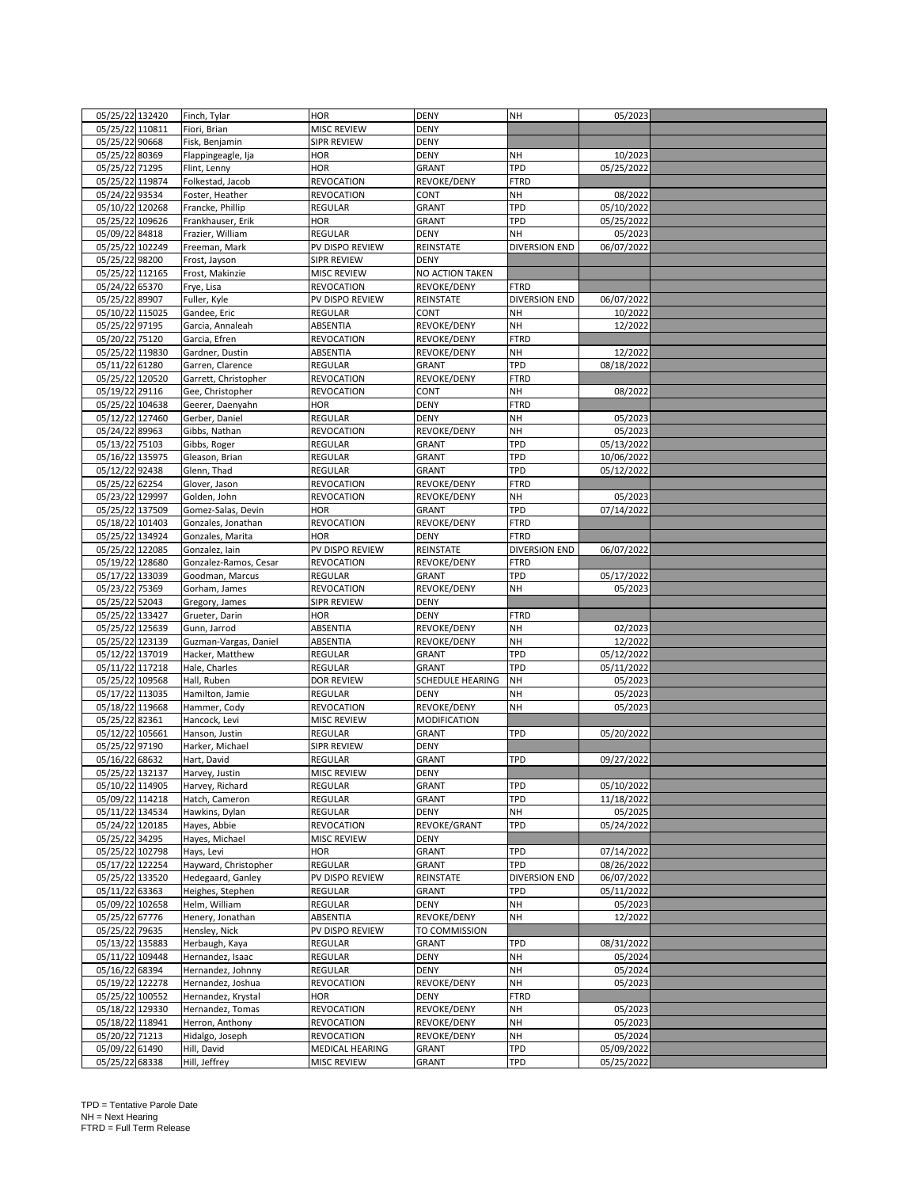| | | | | | | | |
|---|---|---|---|---|---|---|---|
| 05/25/22 | 132420 | Finch, Tylar | HOR | DENY | NH | 05/2023 | |
| 05/25/22 | 110811 | Fiori, Brian | MISC REVIEW | DENY | | | |
| 05/25/22 | 90668 | Fisk, Benjamin | SIPR REVIEW | DENY | | | |
| 05/25/22 | 80369 | Flappingeagle, Ija | HOR | DENY | NH | 10/2023 | |
| 05/25/22 | 71295 | Flint, Lenny | HOR | GRANT | TPD | 05/25/2022 | |
| 05/25/22 | 119874 | Folkestad, Jacob | REVOCATION | REVOKE/DENY | FTRD | | |
| 05/24/22 | 93534 | Foster, Heather | REVOCATION | CONT | NH | 08/2022 | |
| 05/10/22 | 120268 | Francke, Phillip | REGULAR | GRANT | TPD | 05/10/2022 | |
| 05/25/22 | 109626 | Frankhauser, Erik | HOR | GRANT | TPD | 05/25/2022 | |
| 05/09/22 | 84818 | Frazier, William | REGULAR | DENY | NH | 05/2023 | |
| 05/25/22 | 102249 | Freeman, Mark | PV DISPO REVIEW | REINSTATE | DIVERSION END | 06/07/2022 | |
| 05/25/22 | 98200 | Frost, Jayson | SIPR REVIEW | DENY | | | |
| 05/25/22 | 112165 | Frost, Makinzie | MISC REVIEW | NO ACTION TAKEN | | | |
| 05/24/22 | 65370 | Frye, Lisa | REVOCATION | REVOKE/DENY | FTRD | | |
| 05/25/22 | 89907 | Fuller, Kyle | PV DISPO REVIEW | REINSTATE | DIVERSION END | 06/07/2022 | |
| 05/10/22 | 115025 | Gandee, Eric | REGULAR | CONT | NH | 10/2022 | |
| 05/25/22 | 97195 | Garcia, Annaleah | ABSENTIA | REVOKE/DENY | NH | 12/2022 | |
| 05/20/22 | 75120 | Garcia, Efren | REVOCATION | REVOKE/DENY | FTRD | | |
| 05/25/22 | 119830 | Gardner, Dustin | ABSENTIA | REVOKE/DENY | NH | 12/2022 | |
| 05/11/22 | 61280 | Garren, Clarence | REGULAR | GRANT | TPD | 08/18/2022 | |
| 05/25/22 | 120520 | Garrett, Christopher | REVOCATION | REVOKE/DENY | FTRD | | |
| 05/19/22 | 29116 | Gee, Christopher | REVOCATION | CONT | NH | 08/2022 | |
| 05/25/22 | 104638 | Geerer, Daenyahn | HOR | DENY | FTRD | | |
| 05/12/22 | 127460 | Gerber, Daniel | REGULAR | DENY | NH | 05/2023 | |
| 05/24/22 | 89963 | Gibbs, Nathan | REVOCATION | REVOKE/DENY | NH | 05/2023 | |
| 05/13/22 | 75103 | Gibbs, Roger | REGULAR | GRANT | TPD | 05/13/2022 | |
| 05/16/22 | 135975 | Gleason, Brian | REGULAR | GRANT | TPD | 10/06/2022 | |
| 05/12/22 | 92438 | Glenn, Thad | REGULAR | GRANT | TPD | 05/12/2022 | |
| 05/25/22 | 62254 | Glover, Jason | REVOCATION | REVOKE/DENY | FTRD | | |
| 05/23/22 | 129997 | Golden, John | REVOCATION | REVOKE/DENY | NH | 05/2023 | |
| 05/25/22 | 137509 | Gomez-Salas, Devin | HOR | GRANT | TPD | 07/14/2022 | |
| 05/18/22 | 101403 | Gonzales, Jonathan | REVOCATION | REVOKE/DENY | FTRD | | |
| 05/25/22 | 134924 | Gonzales, Marita | HOR | DENY | FTRD | | |
| 05/25/22 | 122085 | Gonzalez, Iain | PV DISPO REVIEW | REINSTATE | DIVERSION END | 06/07/2022 | |
| 05/19/22 | 128680 | Gonzalez-Ramos, Cesar | REVOCATION | REVOKE/DENY | FTRD | | |
| 05/17/22 | 133039 | Goodman, Marcus | REGULAR | GRANT | TPD | 05/17/2022 | |
| 05/23/22 | 75369 | Gorham, James | REVOCATION | REVOKE/DENY | NH | 05/2023 | |
| 05/25/22 | 52043 | Gregory, James | SIPR REVIEW | DENY | | | |
| 05/25/22 | 133427 | Grueter, Darin | HOR | DENY | FTRD | | |
| 05/25/22 | 125639 | Gunn, Jarrod | ABSENTIA | REVOKE/DENY | NH | 02/2023 | |
| 05/25/22 | 123139 | Guzman-Vargas, Daniel | ABSENTIA | REVOKE/DENY | NH | 12/2022 | |
| 05/12/22 | 137019 | Hacker, Matthew | REGULAR | GRANT | TPD | 05/12/2022 | |
| 05/11/22 | 117218 | Hale, Charles | REGULAR | GRANT | TPD | 05/11/2022 | |
| 05/25/22 | 109568 | Hall, Ruben | DOR REVIEW | SCHEDULE HEARING | NH | 05/2023 | |
| 05/17/22 | 113035 | Hamilton, Jamie | REGULAR | DENY | NH | 05/2023 | |
| 05/18/22 | 119668 | Hammer, Cody | REVOCATION | REVOKE/DENY | NH | 05/2023 | |
| 05/25/22 | 82361 | Hancock, Levi | MISC REVIEW | MODIFICATION | | | |
| 05/12/22 | 105661 | Hanson, Justin | REGULAR | GRANT | TPD | 05/20/2022 | |
| 05/25/22 | 97190 | Harker, Michael | SIPR REVIEW | DENY | | | |
| 05/16/22 | 68632 | Hart, David | REGULAR | GRANT | TPD | 09/27/2022 | |
| 05/25/22 | 132137 | Harvey, Justin | MISC REVIEW | DENY | | | |
| 05/10/22 | 114905 | Harvey, Richard | REGULAR | GRANT | TPD | 05/10/2022 | |
| 05/09/22 | 114218 | Hatch, Cameron | REGULAR | GRANT | TPD | 11/18/2022 | |
| 05/11/22 | 134534 | Hawkins, Dylan | REGULAR | DENY | NH | 05/2025 | |
| 05/24/22 | 120185 | Hayes, Abbie | REVOCATION | REVOKE/GRANT | TPD | 05/24/2022 | |
| 05/25/22 | 34295 | Hayes, Michael | MISC REVIEW | DENY | | | |
| 05/25/22 | 102798 | Hays, Levi | HOR | GRANT | TPD | 07/14/2022 | |
| 05/17/22 | 122254 | Hayward, Christopher | REGULAR | GRANT | TPD | 08/26/2022 | |
| 05/25/22 | 133520 | Hedegaard, Ganley | PV DISPO REVIEW | REINSTATE | DIVERSION END | 06/07/2022 | |
| 05/11/22 | 63363 | Heighes, Stephen | REGULAR | GRANT | TPD | 05/11/2022 | |
| 05/09/22 | 102658 | Helm, William | REGULAR | DENY | NH | 05/2023 | |
| 05/25/22 | 67776 | Henery, Jonathan | ABSENTIA | REVOKE/DENY | NH | 12/2022 | |
| 05/25/22 | 79635 | Hensley, Nick | PV DISPO REVIEW | TO COMMISSION | | | |
| 05/13/22 | 135883 | Herbaugh, Kaya | REGULAR | GRANT | TPD | 08/31/2022 | |
| 05/11/22 | 109448 | Hernandez, Isaac | REGULAR | DENY | NH | 05/2024 | |
| 05/16/22 | 68394 | Hernandez, Johnny | REGULAR | DENY | NH | 05/2024 | |
| 05/19/22 | 122278 | Hernandez, Joshua | REVOCATION | REVOKE/DENY | NH | 05/2023 | |
| 05/25/22 | 100552 | Hernandez, Krystal | HOR | DENY | FTRD | | |
| 05/18/22 | 129330 | Hernandez, Tomas | REVOCATION | REVOKE/DENY | NH | 05/2023 | |
| 05/18/22 | 118941 | Herron, Anthony | REVOCATION | REVOKE/DENY | NH | 05/2023 | |
| 05/20/22 | 71213 | Hidalgo, Joseph | REVOCATION | REVOKE/DENY | NH | 05/2024 | |
| 05/09/22 | 61490 | Hill, David | MEDICAL HEARING | GRANT | TPD | 05/09/2022 | |
| 05/25/22 | 68338 | Hill, Jeffrey | MISC REVIEW | GRANT | TPD | 05/25/2022 | |

TPD = Tentative Parole Date
NH = Next Hearing
FTRD = Full Term Release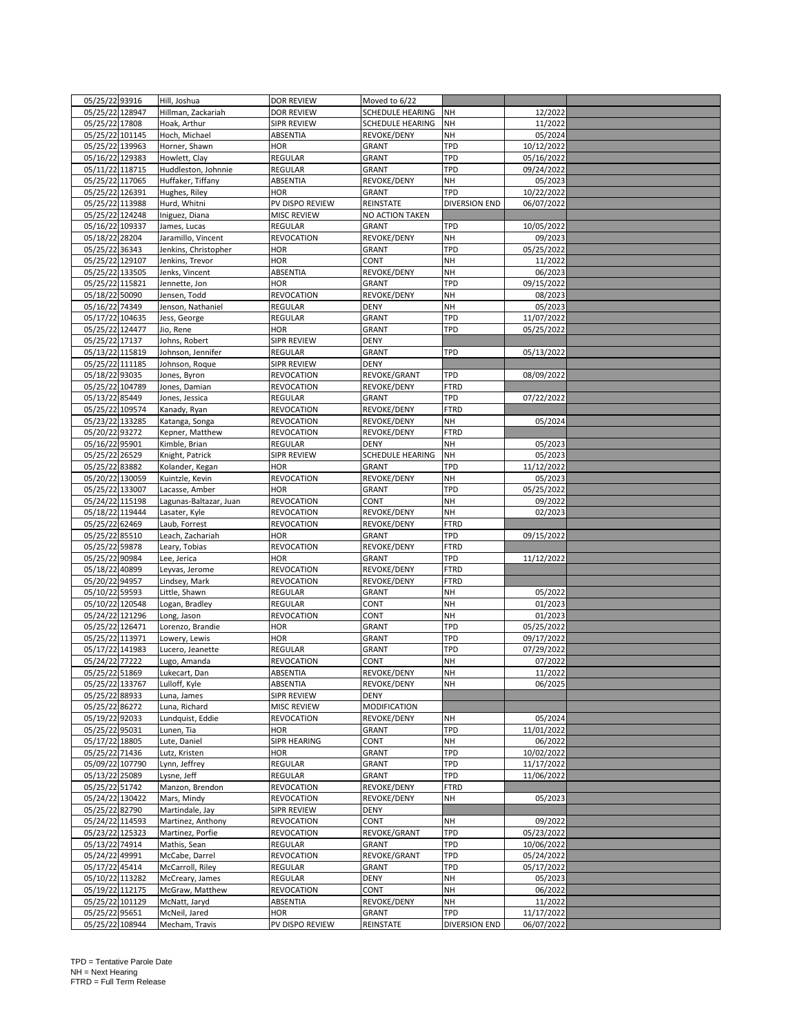| | | | | | | | |
|---|---|---|---|---|---|---|---|
| 05/25/22 | 93916 | Hill, Joshua | DOR REVIEW | Moved to 6/22 | | | |
| 05/25/22 | 128947 | Hillman, Zackariah | DOR REVIEW | SCHEDULE HEARING | NH | 12/2022 | |
| 05/25/22 | 17808 | Hoak, Arthur | SIPR REVIEW | SCHEDULE HEARING | NH | 11/2022 | |
| 05/25/22 | 101145 | Hoch, Michael | ABSENTIA | REVOKE/DENY | NH | 05/2024 | |
| 05/25/22 | 139963 | Horner, Shawn | HOR | GRANT | TPD | 10/12/2022 | |
| 05/16/22 | 129383 | Howlett, Clay | REGULAR | GRANT | TPD | 05/16/2022 | |
| 05/11/22 | 118715 | Huddleston, Johnnie | REGULAR | GRANT | TPD | 09/24/2022 | |
| 05/25/22 | 117065 | Huffaker, Tiffany | ABSENTIA | REVOKE/DENY | NH | 05/2023 | |
| 05/25/22 | 126391 | Hughes, Riley | HOR | GRANT | TPD | 10/22/2022 | |
| 05/25/22 | 113988 | Hurd, Whitni | PV DISPO REVIEW | REINSTATE | DIVERSION END | 06/07/2022 | |
| 05/25/22 | 124248 | Iniguez, Diana | MISC REVIEW | NO ACTION TAKEN | | | |
| 05/16/22 | 109337 | James, Lucas | REGULAR | GRANT | TPD | 10/05/2022 | |
| 05/18/22 | 28204 | Jaramillo, Vincent | REVOCATION | REVOKE/DENY | NH | 09/2023 | |
| 05/25/22 | 36343 | Jenkins, Christopher | HOR | GRANT | TPD | 05/25/2022 | |
| 05/25/22 | 129107 | Jenkins, Trevor | HOR | CONT | NH | 11/2022 | |
| 05/25/22 | 133505 | Jenks, Vincent | ABSENTIA | REVOKE/DENY | NH | 06/2023 | |
| 05/25/22 | 115821 | Jennette, Jon | HOR | GRANT | TPD | 09/15/2022 | |
| 05/18/22 | 50090 | Jensen, Todd | REVOCATION | REVOKE/DENY | NH | 08/2023 | |
| 05/16/22 | 74349 | Jenson, Nathaniel | REGULAR | DENY | NH | 05/2023 | |
| 05/17/22 | 104635 | Jess, George | REGULAR | GRANT | TPD | 11/07/2022 | |
| 05/25/22 | 124477 | Jio, Rene | HOR | GRANT | TPD | 05/25/2022 | |
| 05/25/22 | 17137 | Johns, Robert | SIPR REVIEW | DENY | | | |
| 05/13/22 | 115819 | Johnson, Jennifer | REGULAR | GRANT | TPD | 05/13/2022 | |
| 05/25/22 | 111185 | Johnson, Roque | SIPR REVIEW | DENY | | | |
| 05/18/22 | 93035 | Jones, Byron | REVOCATION | REVOKE/GRANT | TPD | 08/09/2022 | |
| 05/25/22 | 104789 | Jones, Damian | REVOCATION | REVOKE/DENY | FTRD | | |
| 05/13/22 | 85449 | Jones, Jessica | REGULAR | GRANT | TPD | 07/22/2022 | |
| 05/25/22 | 109574 | Kanady, Ryan | REVOCATION | REVOKE/DENY | FTRD | | |
| 05/23/22 | 133285 | Katanga, Songa | REVOCATION | REVOKE/DENY | NH | 05/2024 | |
| 05/20/22 | 93272 | Kepner, Matthew | REVOCATION | REVOKE/DENY | FTRD | | |
| 05/16/22 | 95901 | Kimble, Brian | REGULAR | DENY | NH | 05/2023 | |
| 05/25/22 | 26529 | Knight, Patrick | SIPR REVIEW | SCHEDULE HEARING | NH | 05/2023 | |
| 05/25/22 | 83882 | Kolander, Kegan | HOR | GRANT | TPD | 11/12/2022 | |
| 05/20/22 | 130059 | Kuintzle, Kevin | REVOCATION | REVOKE/DENY | NH | 05/2023 | |
| 05/25/22 | 133007 | Lacasse, Amber | HOR | GRANT | TPD | 05/25/2022 | |
| 05/24/22 | 115198 | Lagunas-Baltazar, Juan | REVOCATION | CONT | NH | 09/2022 | |
| 05/18/22 | 119444 | Lasater, Kyle | REVOCATION | REVOKE/DENY | NH | 02/2023 | |
| 05/25/22 | 62469 | Laub, Forrest | REVOCATION | REVOKE/DENY | FTRD | | |
| 05/25/22 | 85510 | Leach, Zachariah | HOR | GRANT | TPD | 09/15/2022 | |
| 05/25/22 | 59878 | Leary, Tobias | REVOCATION | REVOKE/DENY | FTRD | | |
| 05/25/22 | 90984 | Lee, Jerica | HOR | GRANT | TPD | 11/12/2022 | |
| 05/18/22 | 40899 | Leyvas, Jerome | REVOCATION | REVOKE/DENY | FTRD | | |
| 05/20/22 | 94957 | Lindsey, Mark | REVOCATION | REVOKE/DENY | FTRD | | |
| 05/10/22 | 59593 | Little, Shawn | REGULAR | GRANT | NH | 05/2022 | |
| 05/10/22 | 120548 | Logan, Bradley | REGULAR | CONT | NH | 01/2023 | |
| 05/24/22 | 121296 | Long, Jason | REVOCATION | CONT | NH | 01/2023 | |
| 05/25/22 | 126471 | Lorenzo, Brandie | HOR | GRANT | TPD | 05/25/2022 | |
| 05/25/22 | 113971 | Lowery, Lewis | HOR | GRANT | TPD | 09/17/2022 | |
| 05/17/22 | 141983 | Lucero, Jeanette | REGULAR | GRANT | TPD | 07/29/2022 | |
| 05/24/22 | 77222 | Lugo, Amanda | REVOCATION | CONT | NH | 07/2022 | |
| 05/25/22 | 51869 | Lukecart, Dan | ABSENTIA | REVOKE/DENY | NH | 11/2022 | |
| 05/25/22 | 133767 | Lulloff, Kyle | ABSENTIA | REVOKE/DENY | NH | 06/2025 | |
| 05/25/22 | 88933 | Luna, James | SIPR REVIEW | DENY | | | |
| 05/25/22 | 86272 | Luna, Richard | MISC REVIEW | MODIFICATION | | | |
| 05/19/22 | 92033 | Lundquist, Eddie | REVOCATION | REVOKE/DENY | NH | 05/2024 | |
| 05/25/22 | 95031 | Lunen, Tia | HOR | GRANT | TPD | 11/01/2022 | |
| 05/17/22 | 18805 | Lute, Daniel | SIPR HEARING | CONT | NH | 06/2022 | |
| 05/25/22 | 71436 | Lutz, Kristen | HOR | GRANT | TPD | 10/02/2022 | |
| 05/09/22 | 107790 | Lynn, Jeffrey | REGULAR | GRANT | TPD | 11/17/2022 | |
| 05/13/22 | 25089 | Lysne, Jeff | REGULAR | GRANT | TPD | 11/06/2022 | |
| 05/25/22 | 51742 | Manzon, Brendon | REVOCATION | REVOKE/DENY | FTRD | | |
| 05/24/22 | 130422 | Mars, Mindy | REVOCATION | REVOKE/DENY | NH | 05/2023 | |
| 05/25/22 | 82790 | Martindale, Jay | SIPR REVIEW | DENY | | | |
| 05/24/22 | 114593 | Martinez, Anthony | REVOCATION | CONT | NH | 09/2022 | |
| 05/23/22 | 125323 | Martinez, Porfie | REVOCATION | REVOKE/GRANT | TPD | 05/23/2022 | |
| 05/13/22 | 74914 | Mathis, Sean | REGULAR | GRANT | TPD | 10/06/2022 | |
| 05/24/22 | 49991 | McCabe, Darrel | REVOCATION | REVOKE/GRANT | TPD | 05/24/2022 | |
| 05/17/22 | 45414 | McCarroll, Riley | REGULAR | GRANT | TPD | 05/17/2022 | |
| 05/10/22 | 113282 | McCreary, James | REGULAR | DENY | NH | 05/2023 | |
| 05/19/22 | 112175 | McGraw, Matthew | REVOCATION | CONT | NH | 06/2022 | |
| 05/25/22 | 101129 | McNatt, Jaryd | ABSENTIA | REVOKE/DENY | NH | 11/2022 | |
| 05/25/22 | 95651 | McNeil, Jared | HOR | GRANT | TPD | 11/17/2022 | |
| 05/25/22 | 108944 | Mecham, Travis | PV DISPO REVIEW | REINSTATE | DIVERSION END | 06/07/2022 | |

TPD = Tentative Parole Date
NH = Next Hearing
FTRD = Full Term Release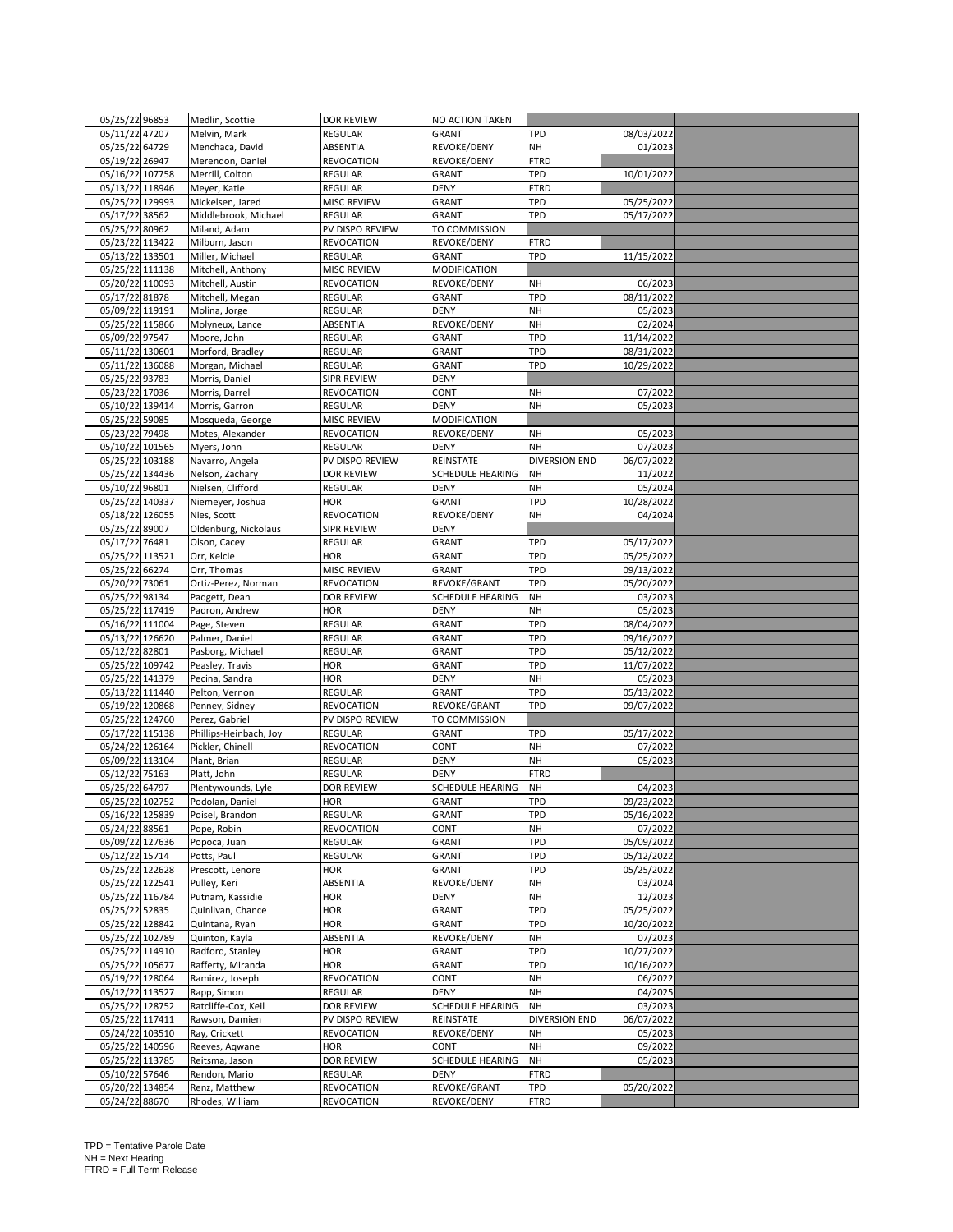| | | | | | | | |
|---|---|---|---|---|---|---|---|
| 05/25/22 | 96853 | Medlin, Scottie | DOR REVIEW | NO ACTION TAKEN | | | |
| 05/11/22 | 47207 | Melvin, Mark | REGULAR | GRANT | TPD | 08/03/2022 | |
| 05/25/22 | 64729 | Menchaca, David | ABSENTIA | REVOKE/DENY | NH | 01/2023 | |
| 05/19/22 | 26947 | Merendon, Daniel | REVOCATION | REVOKE/DENY | FTRD | | |
| 05/16/22 | 107758 | Merrill, Colton | REGULAR | GRANT | TPD | 10/01/2022 | |
| 05/13/22 | 118946 | Meyer, Katie | REGULAR | DENY | FTRD | | |
| 05/25/22 | 129993 | Mickelsen, Jared | MISC REVIEW | GRANT | TPD | 05/25/2022 | |
| 05/17/22 | 38562 | Middlebrook, Michael | REGULAR | GRANT | TPD | 05/17/2022 | |
| 05/25/22 | 80962 | Miland, Adam | PV DISPO REVIEW | TO COMMISSION | | | |
| 05/23/22 | 113422 | Milburn, Jason | REVOCATION | REVOKE/DENY | FTRD | | |
| 05/13/22 | 133501 | Miller, Michael | REGULAR | GRANT | TPD | 11/15/2022 | |
| 05/25/22 | 111138 | Mitchell, Anthony | MISC REVIEW | MODIFICATION | | | |
| 05/20/22 | 110093 | Mitchell, Austin | REVOCATION | REVOKE/DENY | NH | 06/2023 | |
| 05/17/22 | 81878 | Mitchell, Megan | REGULAR | GRANT | TPD | 08/11/2022 | |
| 05/09/22 | 119191 | Molina, Jorge | REGULAR | DENY | NH | 05/2023 | |
| 05/25/22 | 115866 | Molyneux, Lance | ABSENTIA | REVOKE/DENY | NH | 02/2024 | |
| 05/09/22 | 97547 | Moore, John | REGULAR | GRANT | TPD | 11/14/2022 | |
| 05/11/22 | 130601 | Morford, Bradley | REGULAR | GRANT | TPD | 08/31/2022 | |
| 05/11/22 | 136088 | Morgan, Michael | REGULAR | GRANT | TPD | 10/29/2022 | |
| 05/25/22 | 93783 | Morris, Daniel | SIPR REVIEW | DENY | | | |
| 05/23/22 | 17036 | Morris, Darrel | REVOCATION | CONT | NH | 07/2022 | |
| 05/10/22 | 139414 | Morris, Garron | REGULAR | DENY | NH | 05/2023 | |
| 05/25/22 | 59085 | Mosqueda, George | MISC REVIEW | MODIFICATION | | | |
| 05/23/22 | 79498 | Motes, Alexander | REVOCATION | REVOKE/DENY | NH | 05/2023 | |
| 05/10/22 | 101565 | Myers, John | REGULAR | DENY | NH | 07/2023 | |
| 05/25/22 | 103188 | Navarro, Angela | PV DISPO REVIEW | REINSTATE | DIVERSION END | 06/07/2022 | |
| 05/25/22 | 134436 | Nelson, Zachary | DOR REVIEW | SCHEDULE HEARING | NH | 11/2022 | |
| 05/10/22 | 96801 | Nielsen, Clifford | REGULAR | DENY | NH | 05/2024 | |
| 05/25/22 | 140337 | Niemeyer, Joshua | HOR | GRANT | TPD | 10/28/2022 | |
| 05/18/22 | 126055 | Nies, Scott | REVOCATION | REVOKE/DENY | NH | 04/2024 | |
| 05/25/22 | 89007 | Oldenburg, Nickolaus | SIPR REVIEW | DENY | | | |
| 05/17/22 | 76481 | Olson, Cacey | REGULAR | GRANT | TPD | 05/17/2022 | |
| 05/25/22 | 113521 | Orr, Kelcie | HOR | GRANT | TPD | 05/25/2022 | |
| 05/25/22 | 66274 | Orr, Thomas | MISC REVIEW | GRANT | TPD | 09/13/2022 | |
| 05/20/22 | 73061 | Ortiz-Perez, Norman | REVOCATION | REVOKE/GRANT | TPD | 05/20/2022 | |
| 05/25/22 | 98134 | Padgett, Dean | DOR REVIEW | SCHEDULE HEARING | NH | 03/2023 | |
| 05/25/22 | 117419 | Padron, Andrew | HOR | DENY | NH | 05/2023 | |
| 05/16/22 | 111004 | Page, Steven | REGULAR | GRANT | TPD | 08/04/2022 | |
| 05/13/22 | 126620 | Palmer, Daniel | REGULAR | GRANT | TPD | 09/16/2022 | |
| 05/12/22 | 82801 | Pasborg, Michael | REGULAR | GRANT | TPD | 05/12/2022 | |
| 05/25/22 | 109742 | Peasley, Travis | HOR | GRANT | TPD | 11/07/2022 | |
| 05/25/22 | 141379 | Pecina, Sandra | HOR | DENY | NH | 05/2023 | |
| 05/13/22 | 111440 | Pelton, Vernon | REGULAR | GRANT | TPD | 05/13/2022 | |
| 05/19/22 | 120868 | Penney, Sidney | REVOCATION | REVOKE/GRANT | TPD | 09/07/2022 | |
| 05/25/22 | 124760 | Perez, Gabriel | PV DISPO REVIEW | TO COMMISSION | | | |
| 05/17/22 | 115138 | Phillips-Heinbach, Joy | REGULAR | GRANT | TPD | 05/17/2022 | |
| 05/24/22 | 126164 | Pickler, Chinell | REVOCATION | CONT | NH | 07/2022 | |
| 05/09/22 | 113104 | Plant, Brian | REGULAR | DENY | NH | 05/2023 | |
| 05/12/22 | 75163 | Platt, John | REGULAR | DENY | FTRD | | |
| 05/25/22 | 64797 | Plentywounds, Lyle | DOR REVIEW | SCHEDULE HEARING | NH | 04/2023 | |
| 05/25/22 | 102752 | Podolan, Daniel | HOR | GRANT | TPD | 09/23/2022 | |
| 05/16/22 | 125839 | Poisel, Brandon | REGULAR | GRANT | TPD | 05/16/2022 | |
| 05/24/22 | 88561 | Pope, Robin | REVOCATION | CONT | NH | 07/2022 | |
| 05/09/22 | 127636 | Popoca, Juan | REGULAR | GRANT | TPD | 05/09/2022 | |
| 05/12/22 | 15714 | Potts, Paul | REGULAR | GRANT | TPD | 05/12/2022 | |
| 05/25/22 | 122628 | Prescott, Lenore | HOR | GRANT | TPD | 05/25/2022 | |
| 05/25/22 | 122541 | Pulley, Keri | ABSENTIA | REVOKE/DENY | NH | 03/2024 | |
| 05/25/22 | 116784 | Putnam, Kassidie | HOR | DENY | NH | 12/2023 | |
| 05/25/22 | 52835 | Quinlivan, Chance | HOR | GRANT | TPD | 05/25/2022 | |
| 05/25/22 | 128842 | Quintana, Ryan | HOR | GRANT | TPD | 10/20/2022 | |
| 05/25/22 | 102789 | Quinton, Kayla | ABSENTIA | REVOKE/DENY | NH | 07/2023 | |
| 05/25/22 | 114910 | Radford, Stanley | HOR | GRANT | TPD | 10/27/2022 | |
| 05/25/22 | 105677 | Rafferty, Miranda | HOR | GRANT | TPD | 10/16/2022 | |
| 05/19/22 | 128064 | Ramirez, Joseph | REVOCATION | CONT | NH | 06/2022 | |
| 05/12/22 | 113527 | Rapp, Simon | REGULAR | DENY | NH | 04/2025 | |
| 05/25/22 | 128752 | Ratcliffe-Cox, Keil | DOR REVIEW | SCHEDULE HEARING | NH | 03/2023 | |
| 05/25/22 | 117411 | Rawson, Damien | PV DISPO REVIEW | REINSTATE | DIVERSION END | 06/07/2022 | |
| 05/24/22 | 103510 | Ray, Crickett | REVOCATION | REVOKE/DENY | NH | 05/2023 | |
| 05/25/22 | 140596 | Reeves, Aqwane | HOR | CONT | NH | 09/2022 | |
| 05/25/22 | 113785 | Reitsma, Jason | DOR REVIEW | SCHEDULE HEARING | NH | 05/2023 | |
| 05/10/22 | 57646 | Rendon, Mario | REGULAR | DENY | FTRD | | |
| 05/20/22 | 134854 | Renz, Matthew | REVOCATION | REVOKE/GRANT | TPD | 05/20/2022 | |
| 05/24/22 | 88670 | Rhodes, William | REVOCATION | REVOKE/DENY | FTRD | | |

TPD = Tentative Parole Date
NH = Next Hearing
FTRD = Full Term Release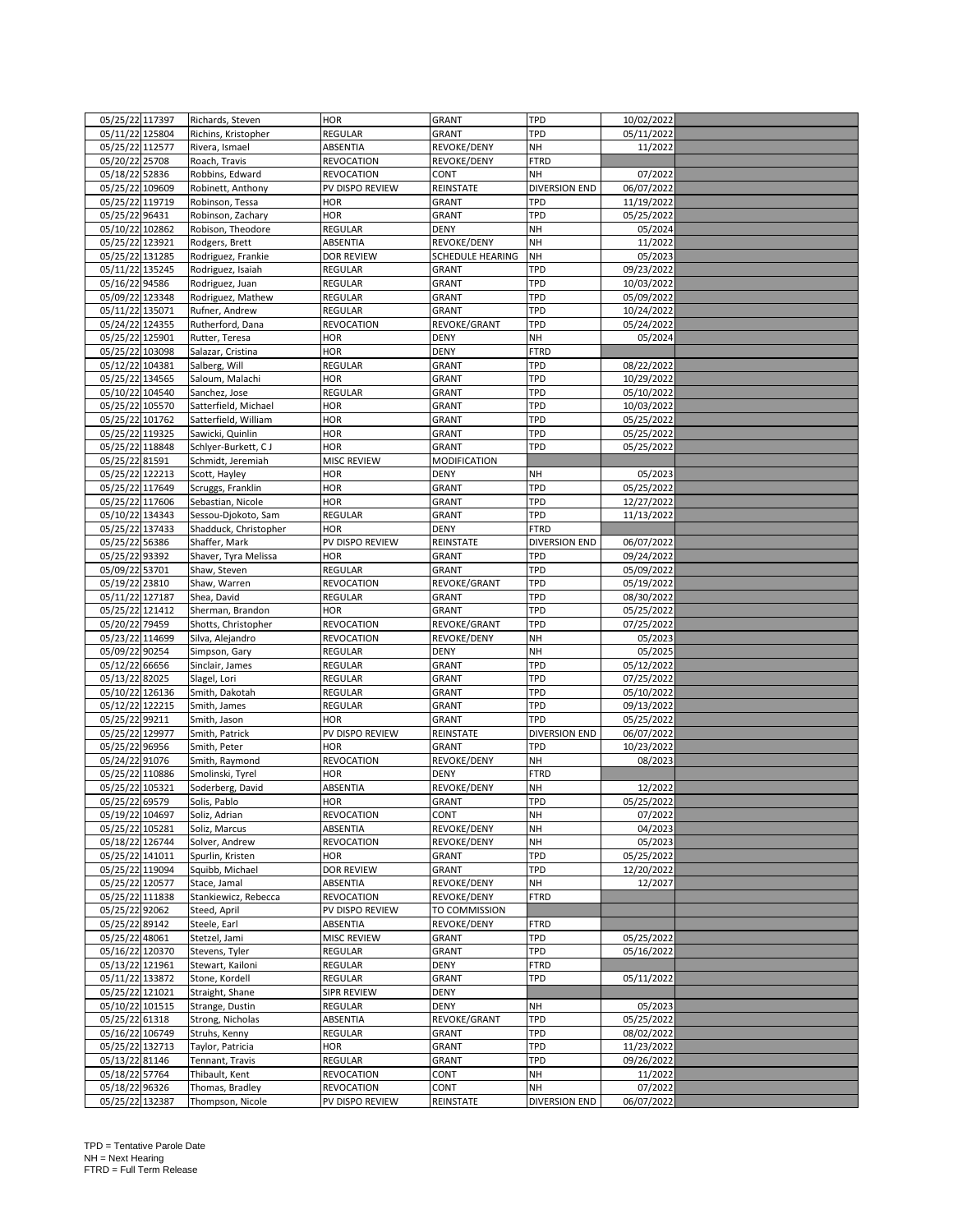| | | | | | | | |
|---|---|---|---|---|---|---|---|
| 05/25/22 | 117397 | Richards, Steven | HOR | GRANT | TPD | 10/02/2022 | |
| 05/11/22 | 125804 | Richins, Kristopher | REGULAR | GRANT | TPD | 05/11/2022 | |
| 05/25/22 | 112577 | Rivera, Ismael | ABSENTIA | REVOKE/DENY | NH | 11/2022 | |
| 05/20/22 | 25708 | Roach, Travis | REVOCATION | REVOKE/DENY | FTRD | | |
| 05/18/22 | 52836 | Robbins, Edward | REVOCATION | CONT | NH | 07/2022 | |
| 05/25/22 | 109609 | Robinett, Anthony | PV DISPO REVIEW | REINSTATE | DIVERSION END | 06/07/2022 | |
| 05/25/22 | 119719 | Robinson, Tessa | HOR | GRANT | TPD | 11/19/2022 | |
| 05/25/22 | 96431 | Robinson, Zachary | HOR | GRANT | TPD | 05/25/2022 | |
| 05/10/22 | 102862 | Robison, Theodore | REGULAR | DENY | NH | 05/2024 | |
| 05/25/22 | 123921 | Rodgers, Brett | ABSENTIA | REVOKE/DENY | NH | 11/2022 | |
| 05/25/22 | 131285 | Rodriguez, Frankie | DOR REVIEW | SCHEDULE HEARING | NH | 05/2023 | |
| 05/11/22 | 135245 | Rodriguez, Isaiah | REGULAR | GRANT | TPD | 09/23/2022 | |
| 05/16/22 | 94586 | Rodriguez, Juan | REGULAR | GRANT | TPD | 10/03/2022 | |
| 05/09/22 | 123348 | Rodriguez, Mathew | REGULAR | GRANT | TPD | 05/09/2022 | |
| 05/11/22 | 135071 | Rufner, Andrew | REGULAR | GRANT | TPD | 10/24/2022 | |
| 05/24/22 | 124355 | Rutherford, Dana | REVOCATION | REVOKE/GRANT | TPD | 05/24/2022 | |
| 05/25/22 | 125901 | Rutter, Teresa | HOR | DENY | NH | 05/2024 | |
| 05/25/22 | 103098 | Salazar, Cristina | HOR | DENY | FTRD | | |
| 05/12/22 | 104381 | Salberg, Will | REGULAR | GRANT | TPD | 08/22/2022 | |
| 05/25/22 | 134565 | Saloum, Malachi | HOR | GRANT | TPD | 10/29/2022 | |
| 05/10/22 | 104540 | Sanchez, Jose | REGULAR | GRANT | TPD | 05/10/2022 | |
| 05/25/22 | 105570 | Satterfield, Michael | HOR | GRANT | TPD | 10/03/2022 | |
| 05/25/22 | 101762 | Satterfield, William | HOR | GRANT | TPD | 05/25/2022 | |
| 05/25/22 | 119325 | Sawicki, Quinlin | HOR | GRANT | TPD | 05/25/2022 | |
| 05/25/22 | 118848 | Schlyer-Burkett, C J | HOR | GRANT | TPD | 05/25/2022 | |
| 05/25/22 | 81591 | Schmidt, Jeremiah | MISC REVIEW | MODIFICATION | | | |
| 05/25/22 | 122213 | Scott, Hayley | HOR | DENY | NH | 05/2023 | |
| 05/25/22 | 117649 | Scruggs, Franklin | HOR | GRANT | TPD | 05/25/2022 | |
| 05/25/22 | 117606 | Sebastian, Nicole | HOR | GRANT | TPD | 12/27/2022 | |
| 05/10/22 | 134343 | Sessou-Djokoto, Sam | REGULAR | GRANT | TPD | 11/13/2022 | |
| 05/25/22 | 137433 | Shadduck, Christopher | HOR | DENY | FTRD | | |
| 05/25/22 | 56386 | Shaffer, Mark | PV DISPO REVIEW | REINSTATE | DIVERSION END | 06/07/2022 | |
| 05/25/22 | 93392 | Shaver, Tyra Melissa | HOR | GRANT | TPD | 09/24/2022 | |
| 05/09/22 | 53701 | Shaw, Steven | REGULAR | GRANT | TPD | 05/09/2022 | |
| 05/19/22 | 23810 | Shaw, Warren | REVOCATION | REVOKE/GRANT | TPD | 05/19/2022 | |
| 05/11/22 | 127187 | Shea, David | REGULAR | GRANT | TPD | 08/30/2022 | |
| 05/25/22 | 121412 | Sherman, Brandon | HOR | GRANT | TPD | 05/25/2022 | |
| 05/20/22 | 79459 | Shotts, Christopher | REVOCATION | REVOKE/GRANT | TPD | 07/25/2022 | |
| 05/23/22 | 114699 | Silva, Alejandro | REVOCATION | REVOKE/DENY | NH | 05/2023 | |
| 05/09/22 | 90254 | Simpson, Gary | REGULAR | DENY | NH | 05/2025 | |
| 05/12/22 | 66656 | Sinclair, James | REGULAR | GRANT | TPD | 05/12/2022 | |
| 05/13/22 | 82025 | Slagel, Lori | REGULAR | GRANT | TPD | 07/25/2022 | |
| 05/10/22 | 126136 | Smith, Dakotah | REGULAR | GRANT | TPD | 05/10/2022 | |
| 05/12/22 | 122215 | Smith, James | REGULAR | GRANT | TPD | 09/13/2022 | |
| 05/25/22 | 99211 | Smith, Jason | HOR | GRANT | TPD | 05/25/2022 | |
| 05/25/22 | 129977 | Smith, Patrick | PV DISPO REVIEW | REINSTATE | DIVERSION END | 06/07/2022 | |
| 05/25/22 | 96956 | Smith, Peter | HOR | GRANT | TPD | 10/23/2022 | |
| 05/24/22 | 91076 | Smith, Raymond | REVOCATION | REVOKE/DENY | NH | 08/2023 | |
| 05/25/22 | 110886 | Smolinski, Tyrel | HOR | DENY | FTRD | | |
| 05/25/22 | 105321 | Soderberg, David | ABSENTIA | REVOKE/DENY | NH | 12/2022 | |
| 05/25/22 | 69579 | Solis, Pablo | HOR | GRANT | TPD | 05/25/2022 | |
| 05/19/22 | 104697 | Soliz, Adrian | REVOCATION | CONT | NH | 07/2022 | |
| 05/25/22 | 105281 | Soliz, Marcus | ABSENTIA | REVOKE/DENY | NH | 04/2023 | |
| 05/18/22 | 126744 | Solver, Andrew | REVOCATION | REVOKE/DENY | NH | 05/2023 | |
| 05/25/22 | 141011 | Spurlin, Kristen | HOR | GRANT | TPD | 05/25/2022 | |
| 05/25/22 | 119094 | Squibb, Michael | DOR REVIEW | GRANT | TPD | 12/20/2022 | |
| 05/25/22 | 120577 | Stace, Jamal | ABSENTIA | REVOKE/DENY | NH | 12/2027 | |
| 05/25/22 | 111838 | Stankiewicz, Rebecca | REVOCATION | REVOKE/DENY | FTRD | | |
| 05/25/22 | 92062 | Steed, April | PV DISPO REVIEW | TO COMMISSION | | | |
| 05/25/22 | 89142 | Steele, Earl | ABSENTIA | REVOKE/DENY | FTRD | | |
| 05/25/22 | 48061 | Stetzel, Jami | MISC REVIEW | GRANT | TPD | 05/25/2022 | |
| 05/16/22 | 120370 | Stevens, Tyler | REGULAR | GRANT | TPD | 05/16/2022 | |
| 05/13/22 | 121961 | Stewart, Kailoni | REGULAR | DENY | FTRD | | |
| 05/11/22 | 133872 | Stone, Kordell | REGULAR | GRANT | TPD | 05/11/2022 | |
| 05/25/22 | 121021 | Straight, Shane | SIPR REVIEW | DENY | | | |
| 05/10/22 | 101515 | Strange, Dustin | REGULAR | DENY | NH | 05/2023 | |
| 05/25/22 | 61318 | Strong, Nicholas | ABSENTIA | REVOKE/GRANT | TPD | 05/25/2022 | |
| 05/16/22 | 106749 | Struhs, Kenny | REGULAR | GRANT | TPD | 08/02/2022 | |
| 05/25/22 | 132713 | Taylor, Patricia | HOR | GRANT | TPD | 11/23/2022 | |
| 05/13/22 | 81146 | Tennant, Travis | REGULAR | GRANT | TPD | 09/26/2022 | |
| 05/18/22 | 57764 | Thibault, Kent | REVOCATION | CONT | NH | 11/2022 | |
| 05/18/22 | 96326 | Thomas, Bradley | REVOCATION | CONT | NH | 07/2022 | |
| 05/25/22 | 132387 | Thompson, Nicole | PV DISPO REVIEW | REINSTATE | DIVERSION END | 06/07/2022 | |

TPD = Tentative Parole Date
NH = Next Hearing
FTRD = Full Term Release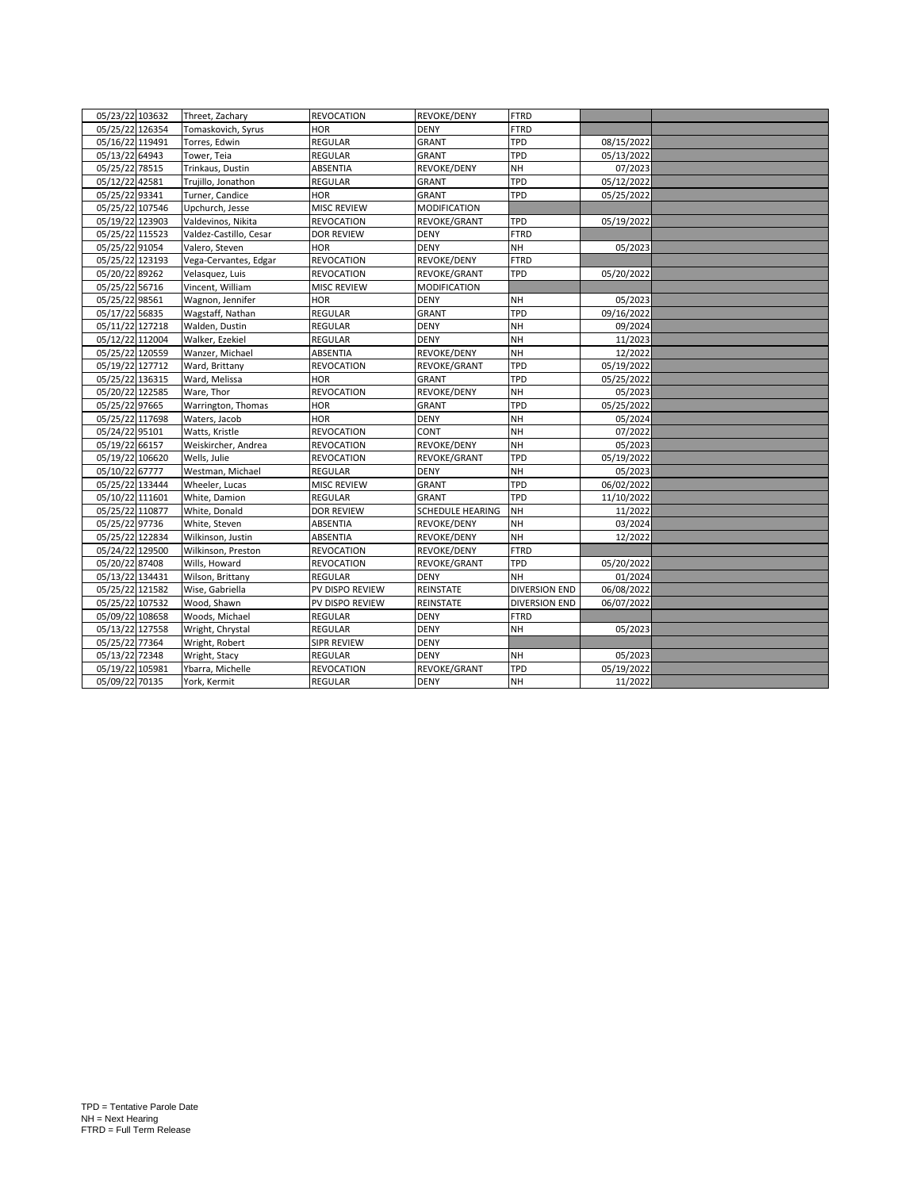| | | | | | | | |
|---|---|---|---|---|---|---|---|
| 05/23/22 | 103632 | Threet, Zachary | REVOCATION | REVOKE/DENY | FTRD | | |
| 05/25/22 | 126354 | Tomaskovich, Syrus | HOR | DENY | FTRD | | |
| 05/16/22 | 119491 | Torres, Edwin | REGULAR | GRANT | TPD | 08/15/2022 | |
| 05/13/22 | 64943 | Tower, Teia | REGULAR | GRANT | TPD | 05/13/2022 | |
| 05/25/22 | 78515 | Trinkaus, Dustin | ABSENTIA | REVOKE/DENY | NH | 07/2023 | |
| 05/12/22 | 42581 | Trujillo, Jonathon | REGULAR | GRANT | TPD | 05/12/2022 | |
| 05/25/22 | 93341 | Turner, Candice | HOR | GRANT | TPD | 05/25/2022 | |
| 05/25/22 | 107546 | Upchurch, Jesse | MISC REVIEW | MODIFICATION | | | |
| 05/19/22 | 123903 | Valdevinos, Nikita | REVOCATION | REVOKE/GRANT | TPD | 05/19/2022 | |
| 05/25/22 | 115523 | Valdez-Castillo, Cesar | DOR REVIEW | DENY | FTRD | | |
| 05/25/22 | 91054 | Valero, Steven | HOR | DENY | NH | 05/2023 | |
| 05/25/22 | 123193 | Vega-Cervantes, Edgar | REVOCATION | REVOKE/DENY | FTRD | | |
| 05/20/22 | 89262 | Velasquez, Luis | REVOCATION | REVOKE/GRANT | TPD | 05/20/2022 | |
| 05/25/22 | 56716 | Vincent, William | MISC REVIEW | MODIFICATION | | | |
| 05/25/22 | 98561 | Wagnon, Jennifer | HOR | DENY | NH | 05/2023 | |
| 05/17/22 | 56835 | Wagstaff, Nathan | REGULAR | GRANT | TPD | 09/16/2022 | |
| 05/11/22 | 127218 | Walden, Dustin | REGULAR | DENY | NH | 09/2024 | |
| 05/12/22 | 112004 | Walker, Ezekiel | REGULAR | DENY | NH | 11/2023 | |
| 05/25/22 | 120559 | Wanzer, Michael | ABSENTIA | REVOKE/DENY | NH | 12/2022 | |
| 05/19/22 | 127712 | Ward, Brittany | REVOCATION | REVOKE/GRANT | TPD | 05/19/2022 | |
| 05/25/22 | 136315 | Ward, Melissa | HOR | GRANT | TPD | 05/25/2022 | |
| 05/20/22 | 122585 | Ware, Thor | REVOCATION | REVOKE/DENY | NH | 05/2023 | |
| 05/25/22 | 97665 | Warrington, Thomas | HOR | GRANT | TPD | 05/25/2022 | |
| 05/25/22 | 117698 | Waters, Jacob | HOR | DENY | NH | 05/2024 | |
| 05/24/22 | 95101 | Watts, Kristle | REVOCATION | CONT | NH | 07/2022 | |
| 05/19/22 | 66157 | Weiskircher, Andrea | REVOCATION | REVOKE/DENY | NH | 05/2023 | |
| 05/19/22 | 106620 | Wells, Julie | REVOCATION | REVOKE/GRANT | TPD | 05/19/2022 | |
| 05/10/22 | 67777 | Westman, Michael | REGULAR | DENY | NH | 05/2023 | |
| 05/25/22 | 133444 | Wheeler, Lucas | MISC REVIEW | GRANT | TPD | 06/02/2022 | |
| 05/10/22 | 111601 | White, Damion | REGULAR | GRANT | TPD | 11/10/2022 | |
| 05/25/22 | 110877 | White, Donald | DOR REVIEW | SCHEDULE HEARING | NH | 11/2022 | |
| 05/25/22 | 97736 | White, Steven | ABSENTIA | REVOKE/DENY | NH | 03/2024 | |
| 05/25/22 | 122834 | Wilkinson, Justin | ABSENTIA | REVOKE/DENY | NH | 12/2022 | |
| 05/24/22 | 129500 | Wilkinson, Preston | REVOCATION | REVOKE/DENY | FTRD | | |
| 05/20/22 | 87408 | Wills, Howard | REVOCATION | REVOKE/GRANT | TPD | 05/20/2022 | |
| 05/13/22 | 134431 | Wilson, Brittany | REGULAR | DENY | NH | 01/2024 | |
| 05/25/22 | 121582 | Wise, Gabriella | PV DISPO REVIEW | REINSTATE | DIVERSION END | 06/08/2022 | |
| 05/25/22 | 107532 | Wood, Shawn | PV DISPO REVIEW | REINSTATE | DIVERSION END | 06/07/2022 | |
| 05/09/22 | 108658 | Woods, Michael | REGULAR | DENY | FTRD | | |
| 05/13/22 | 127558 | Wright, Chrystal | REGULAR | DENY | NH | 05/2023 | |
| 05/25/22 | 77364 | Wright, Robert | SIPR REVIEW | DENY | | | |
| 05/13/22 | 72348 | Wright, Stacy | REGULAR | DENY | NH | 05/2023 | |
| 05/19/22 | 105981 | Ybarra, Michelle | REVOCATION | REVOKE/GRANT | TPD | 05/19/2022 | |
| 05/09/22 | 70135 | York, Kermit | REGULAR | DENY | NH | 11/2022 | |

TPD = Tentative Parole Date
NH = Next Hearing
FTRD = Full Term Release